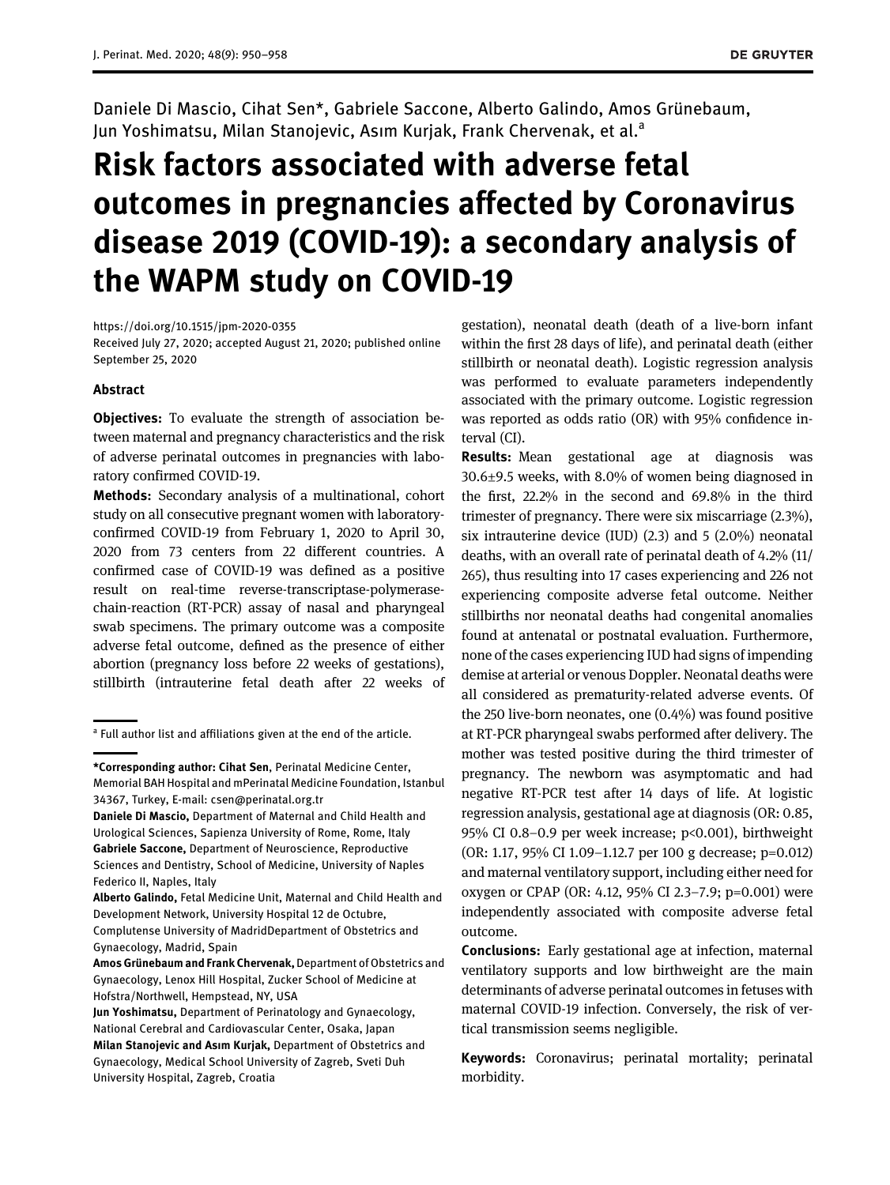Daniele Di Mascio, Cihat Sen*, Gabriele Saccone, Alberto Galindo, Amos Grünebaum, Jun Yoshimatsu, Milan Stanojevic, Asım Kurjak, Frank Chervenak, et al.[a]

# Risk factors associated with adverse fetal outcomes in pregnancies affected by Coronavirus disease 2019 (COVID-19): a secondary analysis of the WAPM study on COVID-19

https://doi.org/10.1515/jpm-2020-0355

Received July 27, 2020; accepted August 21, 2020; published online September 25, 2020

## Abstract

**Objectives:** To evaluate the strength of association between maternal and pregnancy characteristics and the risk of adverse perinatal outcomes in pregnancies with laboratory confirmed COVID-19.

**Methods:** Secondary analysis of a multinational, cohort study on all consecutive pregnant women with laboratory-confirmed COVID-19 from February 1, 2020 to April 30, 2020 from 73 centers from 22 different countries. A confirmed case of COVID-19 was defined as a positive result on real-time reverse-transcriptase-polymerase-chain-reaction (RT-PCR) assay of nasal and pharyngeal swab specimens. The primary outcome was a composite adverse fetal outcome, defined as the presence of either abortion (pregnancy loss before 22 weeks of gestations), stillbirth (intrauterine fetal death after 22 weeks of gestation), neonatal death (death of a live-born infant within the first 28 days of life), and perinatal death (either stillbirth or neonatal death). Logistic regression analysis was performed to evaluate parameters independently associated with the primary outcome. Logistic regression was reported as odds ratio (OR) with 95% confidence interval (CI).

**Results:** Mean gestational age at diagnosis was 30.6±9.5 weeks, with 8.0% of women being diagnosed in the first, 22.2% in the second and 69.8% in the third trimester of pregnancy. There were six miscarriage (2.3%), six intrauterine device (IUD) (2.3) and 5 (2.0%) neonatal deaths, with an overall rate of perinatal death of 4.2% (11/265), thus resulting into 17 cases experiencing and 226 not experiencing composite adverse fetal outcome. Neither stillbirths nor neonatal deaths had congenital anomalies found at antenatal or postnatal evaluation. Furthermore, none of the cases experiencing IUD had signs of impending demise at arterial or venous Doppler. Neonatal deaths were all considered as prematurity-related adverse events. Of the 250 live-born neonates, one (0.4%) was found positive at RT-PCR pharyngeal swabs performed after delivery. The mother was tested positive during the third trimester of pregnancy. The newborn was asymptomatic and had negative RT-PCR test after 14 days of life. At logistic regression analysis, gestational age at diagnosis (OR: 0.85, 95% CI 0.8–0.9 per week increase; p<0.001), birthweight (OR: 1.17, 95% CI 1.09–1.12.7 per 100 g decrease; p=0.012) and maternal ventilatory support, including either need for oxygen or CPAP (OR: 4.12, 95% CI 2.3–7.9; p=0.001) were independently associated with composite adverse fetal outcome.

**Conclusions:** Early gestational age at infection, maternal ventilatory supports and low birthweight are the main determinants of adverse perinatal outcomes in fetuses with maternal COVID-19 infection. Conversely, the risk of vertical transmission seems negligible.

**Keywords:** Coronavirus; perinatal mortality; perinatal morbidity.

---

[a] Full author list and affiliations given at the end of the article.

**\*Corresponding author: Cihat Sen**, Perinatal Medicine Center, Memorial BAH Hospital and mPerinatal Medicine Foundation, Istanbul 34367, Turkey, E-mail: csen@perinatal.org.tr

**Daniele Di Mascio,** Department of Maternal and Child Health and Urological Sciences, Sapienza University of Rome, Rome, Italy

**Gabriele Saccone,** Department of Neuroscience, Reproductive Sciences and Dentistry, School of Medicine, University of Naples Federico II, Naples, Italy

**Alberto Galindo,** Fetal Medicine Unit, Maternal and Child Health and Development Network, University Hospital 12 de Octubre, Complutense University of MadridDepartment of Obstetrics and Gynaecology, Madrid, Spain

**Amos Grünebaum and Frank Chervenak,** Department of Obstetrics and Gynaecology, Lenox Hill Hospital, Zucker School of Medicine at Hofstra/Northwell, Hempstead, NY, USA

**Jun Yoshimatsu,** Department of Perinatology and Gynaecology, National Cerebral and Cardiovascular Center, Osaka, Japan

**Milan Stanojevic and Asım Kurjak,** Department of Obstetrics and Gynaecology, Medical School University of Zagreb, Sveti Duh University Hospital, Zagreb, Croatia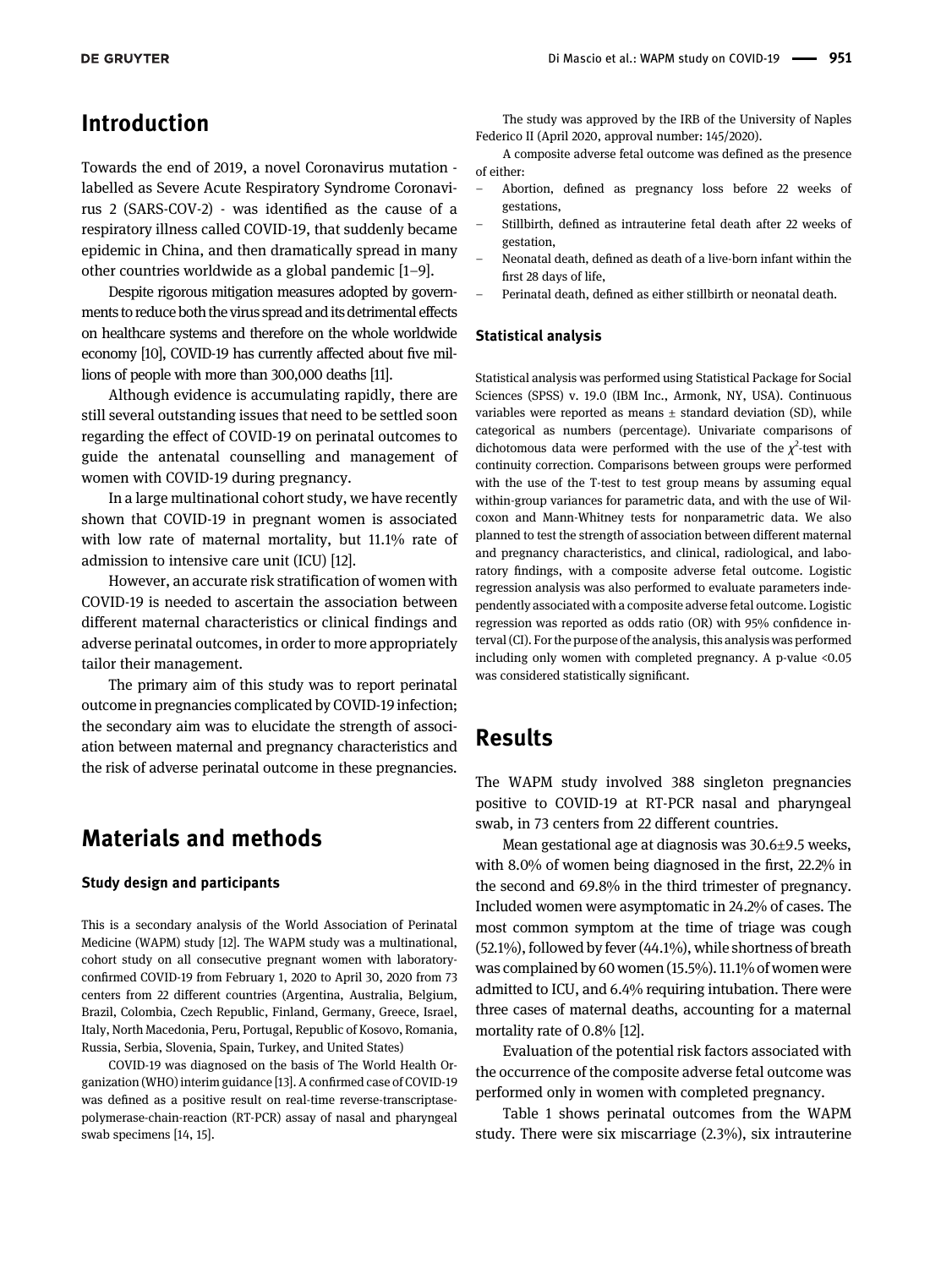## Introduction

Towards the end of 2019, a novel Coronavirus mutation - labelled as Severe Acute Respiratory Syndrome Coronavirus 2 (SARS-COV-2) - was identified as the cause of a respiratory illness called COVID-19, that suddenly became epidemic in China, and then dramatically spread in many other countries worldwide as a global pandemic [1–9].

Despite rigorous mitigation measures adopted by governments to reduce both the virus spread and its detrimental effects on healthcare systems and therefore on the whole worldwide economy [10], COVID-19 has currently affected about five millions of people with more than 300,000 deaths [11].

Although evidence is accumulating rapidly, there are still several outstanding issues that need to be settled soon regarding the effect of COVID-19 on perinatal outcomes to guide the antenatal counselling and management of women with COVID-19 during pregnancy.

In a large multinational cohort study, we have recently shown that COVID-19 in pregnant women is associated with low rate of maternal mortality, but 11.1% rate of admission to intensive care unit (ICU) [12].

However, an accurate risk stratification of women with COVID-19 is needed to ascertain the association between different maternal characteristics or clinical findings and adverse perinatal outcomes, in order to more appropriately tailor their management.

The primary aim of this study was to report perinatal outcome in pregnancies complicated by COVID-19 infection; the secondary aim was to elucidate the strength of association between maternal and pregnancy characteristics and the risk of adverse perinatal outcome in these pregnancies.

## Materials and methods

### Study design and participants

This is a secondary analysis of the World Association of Perinatal Medicine (WAPM) study [12]. The WAPM study was a multinational, cohort study on all consecutive pregnant women with laboratory-confirmed COVID-19 from February 1, 2020 to April 30, 2020 from 73 centers from 22 different countries (Argentina, Australia, Belgium, Brazil, Colombia, Czech Republic, Finland, Germany, Greece, Israel, Italy, North Macedonia, Peru, Portugal, Republic of Kosovo, Romania, Russia, Serbia, Slovenia, Spain, Turkey, and United States)

COVID-19 was diagnosed on the basis of The World Health Organization (WHO) interim guidance [13]. A confirmed case of COVID-19 was defined as a positive result on real-time reverse-transcriptase-polymerase-chain-reaction (RT-PCR) assay of nasal and pharyngeal swab specimens [14, 15].

The study was approved by the IRB of the University of Naples Federico II (April 2020, approval number: 145/2020).

A composite adverse fetal outcome was defined as the presence of either:

- Abortion, defined as pregnancy loss before 22 weeks of gestations,
- Stillbirth, defined as intrauterine fetal death after 22 weeks of gestation,
- Neonatal death, defined as death of a live-born infant within the first 28 days of life,
- Perinatal death, defined as either stillbirth or neonatal death.

### Statistical analysis

Statistical analysis was performed using Statistical Package for Social Sciences (SPSS) v. 19.0 (IBM Inc., Armonk, NY, USA). Continuous variables were reported as means ± standard deviation (SD), while categorical as numbers (percentage). Univariate comparisons of dichotomous data were performed with the use of the $\chi^2$-test with continuity correction. Comparisons between groups were performed with the use of the T-test to test group means by assuming equal within-group variances for parametric data, and with the use of Wilcoxon and Mann-Whitney tests for nonparametric data. We also planned to test the strength of association between different maternal and pregnancy characteristics, and clinical, radiological, and laboratory findings, with a composite adverse fetal outcome. Logistic regression analysis was also performed to evaluate parameters independently associated with a composite adverse fetal outcome. Logistic regression was reported as odds ratio (OR) with 95% confidence interval (CI). For the purpose of the analysis, this analysis was performed including only women with completed pregnancy. A p-value <0.05 was considered statistically significant.

## Results

The WAPM study involved 388 singleton pregnancies positive to COVID-19 at RT-PCR nasal and pharyngeal swab, in 73 centers from 22 different countries.

Mean gestational age at diagnosis was 30.6±9.5 weeks, with 8.0% of women being diagnosed in the first, 22.2% in the second and 69.8% in the third trimester of pregnancy. Included women were asymptomatic in 24.2% of cases. The most common symptom at the time of triage was cough (52.1%), followed by fever (44.1%), while shortness of breath was complained by 60 women (15.5%). 11.1% of women were admitted to ICU, and 6.4% requiring intubation. There were three cases of maternal deaths, accounting for a maternal mortality rate of 0.8% [12].

Evaluation of the potential risk factors associated with the occurrence of the composite adverse fetal outcome was performed only in women with completed pregnancy.

Table 1 shows perinatal outcomes from the WAPM study. There were six miscarriage (2.3%), six intrauterine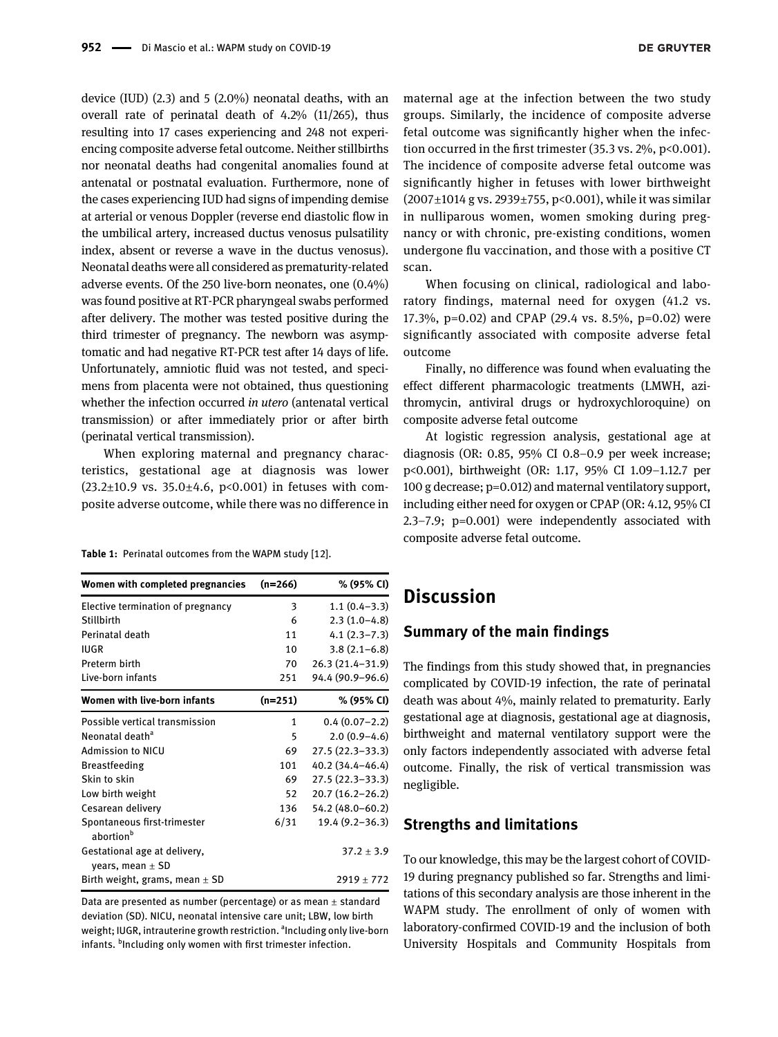device (IUD) (2.3) and 5 (2.0%) neonatal deaths, with an overall rate of perinatal death of 4.2% (11/265), thus resulting into 17 cases experiencing and 248 not experiencing composite adverse fetal outcome. Neither stillbirths nor neonatal deaths had congenital anomalies found at antenatal or postnatal evaluation. Furthermore, none of the cases experiencing IUD had signs of impending demise at arterial or venous Doppler (reverse end diastolic flow in the umbilical artery, increased ductus venosus pulsatility index, absent or reverse a wave in the ductus venosus). Neonatal deaths were all considered as prematurity-related adverse events. Of the 250 live-born neonates, one (0.4%) was found positive at RT-PCR pharyngeal swabs performed after delivery. The mother was tested positive during the third trimester of pregnancy. The newborn was asymptomatic and had negative RT-PCR test after 14 days of life. Unfortunately, amniotic fluid was not tested, and specimens from placenta were not obtained, thus questioning whether the infection occurred *in utero* (antenatal vertical transmission) or after immediately prior or after birth (perinatal vertical transmission).

When exploring maternal and pregnancy characteristics, gestational age at diagnosis was lower (23.2±10.9 vs. 35.0±4.6, p<0.001) in fetuses with composite adverse outcome, while there was no difference in maternal age at the infection between the two study groups. Similarly, the incidence of composite adverse fetal outcome was significantly higher when the infection occurred in the first trimester (35.3 vs. 2%, p<0.001). The incidence of composite adverse fetal outcome was significantly higher in fetuses with lower birthweight (2007±1014 g vs. 2939±755, p<0.001), while it was similar in nulliparous women, women smoking during pregnancy or with chronic, pre-existing conditions, women undergone flu vaccination, and those with a positive CT scan.

When focusing on clinical, radiological and laboratory findings, maternal need for oxygen (41.2 vs. 17.3%, p=0.02) and CPAP (29.4 vs. 8.5%, p=0.02) were significantly associated with composite adverse fetal outcome

Finally, no difference was found when evaluating the effect different pharmacologic treatments (LMWH, azithromycin, antiviral drugs or hydroxychloroquine) on composite adverse fetal outcome

At logistic regression analysis, gestational age at diagnosis (OR: 0.85, 95% CI 0.8–0.9 per week increase; p<0.001), birthweight (OR: 1.17, 95% CI 1.09–1.12.7 per 100 g decrease; p=0.012) and maternal ventilatory support, including either need for oxygen or CPAP (OR: 4.12, 95% CI 2.3–7.9; p=0.001) were independently associated with composite adverse fetal outcome.

**Table 1:** Perinatal outcomes from the WAPM study [12].

| Women with completed pregnancies | (n=266) | % (95% CI) |
|---|---|---|
| Elective termination of pregnancy | 3 | 1.1 (0.4–3.3) |
| Stillbirth | 6 | 2.3 (1.0–4.8) |
| Perinatal death | 11 | 4.1 (2.3–7.3) |
| IUGR | 10 | 3.8 (2.1–6.8) |
| Preterm birth | 70 | 26.3 (21.4–31.9) |
| Live-born infants | 251 | 94.4 (90.9–96.6) |
| **Women with live-born infants** | **(n=251)** | **% (95% CI)** |
| Possible vertical transmission | 1 | 0.4 (0.07–2.2) |
| Neonatal death[a] | 5 | 2.0 (0.9–4.6) |
| Admission to NICU | 69 | 27.5 (22.3–33.3) |
| Breastfeeding | 101 | 40.2 (34.4–46.4) |
| Skin to skin | 69 | 27.5 (22.3–33.3) |
| Low birth weight | 52 | 20.7 (16.2–26.2) |
| Cesarean delivery | 136 | 54.2 (48.0–60.2) |
| Spontaneous first-trimester abortion[b] | 6/31 | 19.4 (9.2–36.3) |
| Gestational age at delivery, years, mean ± SD | | 37.2 ± 3.9 |
| Birth weight, grams, mean ± SD | | 2919 ± 772 |

Data are presented as number (percentage) or as mean ± standard deviation (SD). NICU, neonatal intensive care unit; LBW, low birth weight; IUGR, intrauterine growth restriction. [a]Including only live-born infants. [b]Including only women with first trimester infection.

## Discussion

### Summary of the main findings

The findings from this study showed that, in pregnancies complicated by COVID-19 infection, the rate of perinatal death was about 4%, mainly related to prematurity. Early gestational age at diagnosis, gestational age at diagnosis, birthweight and maternal ventilatory support were the only factors independently associated with adverse fetal outcome. Finally, the risk of vertical transmission was negligible.

### Strengths and limitations

To our knowledge, this may be the largest cohort of COVID-19 during pregnancy published so far. Strengths and limitations of this secondary analysis are those inherent in the WAPM study. The enrollment of only of women with laboratory-confirmed COVID-19 and the inclusion of both University Hospitals and Community Hospitals from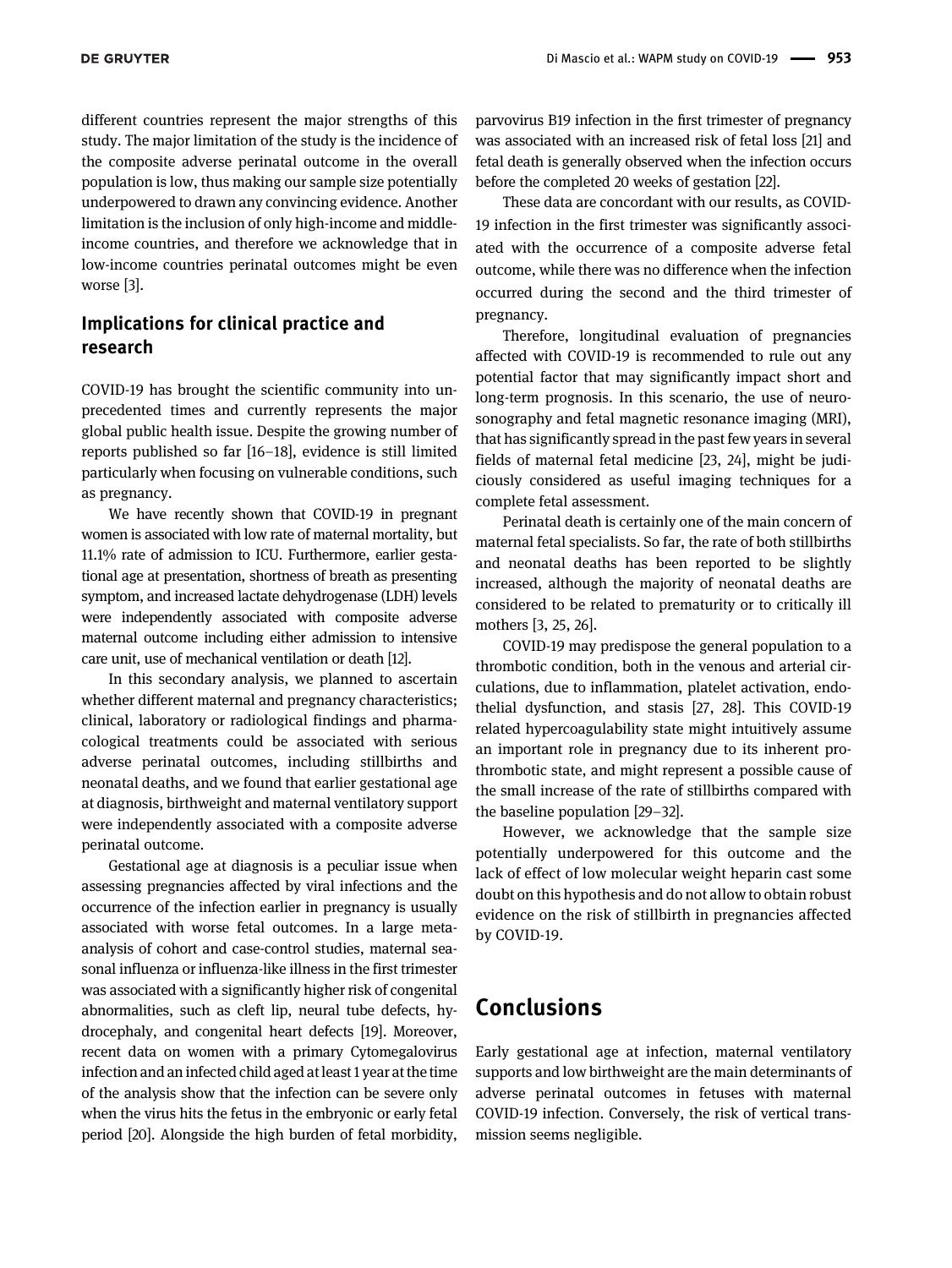different countries represent the major strengths of this study. The major limitation of the study is the incidence of the composite adverse perinatal outcome in the overall population is low, thus making our sample size potentially underpowered to drawn any convincing evidence. Another limitation is the inclusion of only high-income and middle-income countries, and therefore we acknowledge that in low-income countries perinatal outcomes might be even worse [3].

## Implications for clinical practice and research

COVID-19 has brought the scientific community into unprecedented times and currently represents the major global public health issue. Despite the growing number of reports published so far [16–18], evidence is still limited particularly when focusing on vulnerable conditions, such as pregnancy.

We have recently shown that COVID-19 in pregnant women is associated with low rate of maternal mortality, but 11.1% rate of admission to ICU. Furthermore, earlier gestational age at presentation, shortness of breath as presenting symptom, and increased lactate dehydrogenase (LDH) levels were independently associated with composite adverse maternal outcome including either admission to intensive care unit, use of mechanical ventilation or death [12].

In this secondary analysis, we planned to ascertain whether different maternal and pregnancy characteristics; clinical, laboratory or radiological findings and pharmacological treatments could be associated with serious adverse perinatal outcomes, including stillbirths and neonatal deaths, and we found that earlier gestational age at diagnosis, birthweight and maternal ventilatory support were independently associated with a composite adverse perinatal outcome.

Gestational age at diagnosis is a peculiar issue when assessing pregnancies affected by viral infections and the occurrence of the infection earlier in pregnancy is usually associated with worse fetal outcomes. In a large meta-analysis of cohort and case-control studies, maternal seasonal influenza or influenza-like illness in the first trimester was associated with a significantly higher risk of congenital abnormalities, such as cleft lip, neural tube defects, hydrocephaly, and congenital heart defects [19]. Moreover, recent data on women with a primary Cytomegalovirus infection and an infected child aged at least 1 year at the time of the analysis show that the infection can be severe only when the virus hits the fetus in the embryonic or early fetal period [20]. Alongside the high burden of fetal morbidity, parvovirus B19 infection in the first trimester of pregnancy was associated with an increased risk of fetal loss [21] and fetal death is generally observed when the infection occurs before the completed 20 weeks of gestation [22].

These data are concordant with our results, as COVID-19 infection in the first trimester was significantly associated with the occurrence of a composite adverse fetal outcome, while there was no difference when the infection occurred during the second and the third trimester of pregnancy.

Therefore, longitudinal evaluation of pregnancies affected with COVID-19 is recommended to rule out any potential factor that may significantly impact short and long-term prognosis. In this scenario, the use of neurosonography and fetal magnetic resonance imaging (MRI), that has significantly spread in the past few years in several fields of maternal fetal medicine [23, 24], might be judiciously considered as useful imaging techniques for a complete fetal assessment.

Perinatal death is certainly one of the main concern of maternal fetal specialists. So far, the rate of both stillbirths and neonatal deaths has been reported to be slightly increased, although the majority of neonatal deaths are considered to be related to prematurity or to critically ill mothers [3, 25, 26].

COVID-19 may predispose the general population to a thrombotic condition, both in the venous and arterial circulations, due to inflammation, platelet activation, endothelial dysfunction, and stasis [27, 28]. This COVID-19 related hypercoagulability state might intuitively assume an important role in pregnancy due to its inherent prothrombotic state, and might represent a possible cause of the small increase of the rate of stillbirths compared with the baseline population [29–32].

However, we acknowledge that the sample size potentially underpowered for this outcome and the lack of effect of low molecular weight heparin cast some doubt on this hypothesis and do not allow to obtain robust evidence on the risk of stillbirth in pregnancies affected by COVID-19.

# Conclusions

Early gestational age at infection, maternal ventilatory supports and low birthweight are the main determinants of adverse perinatal outcomes in fetuses with maternal COVID-19 infection. Conversely, the risk of vertical transmission seems negligible.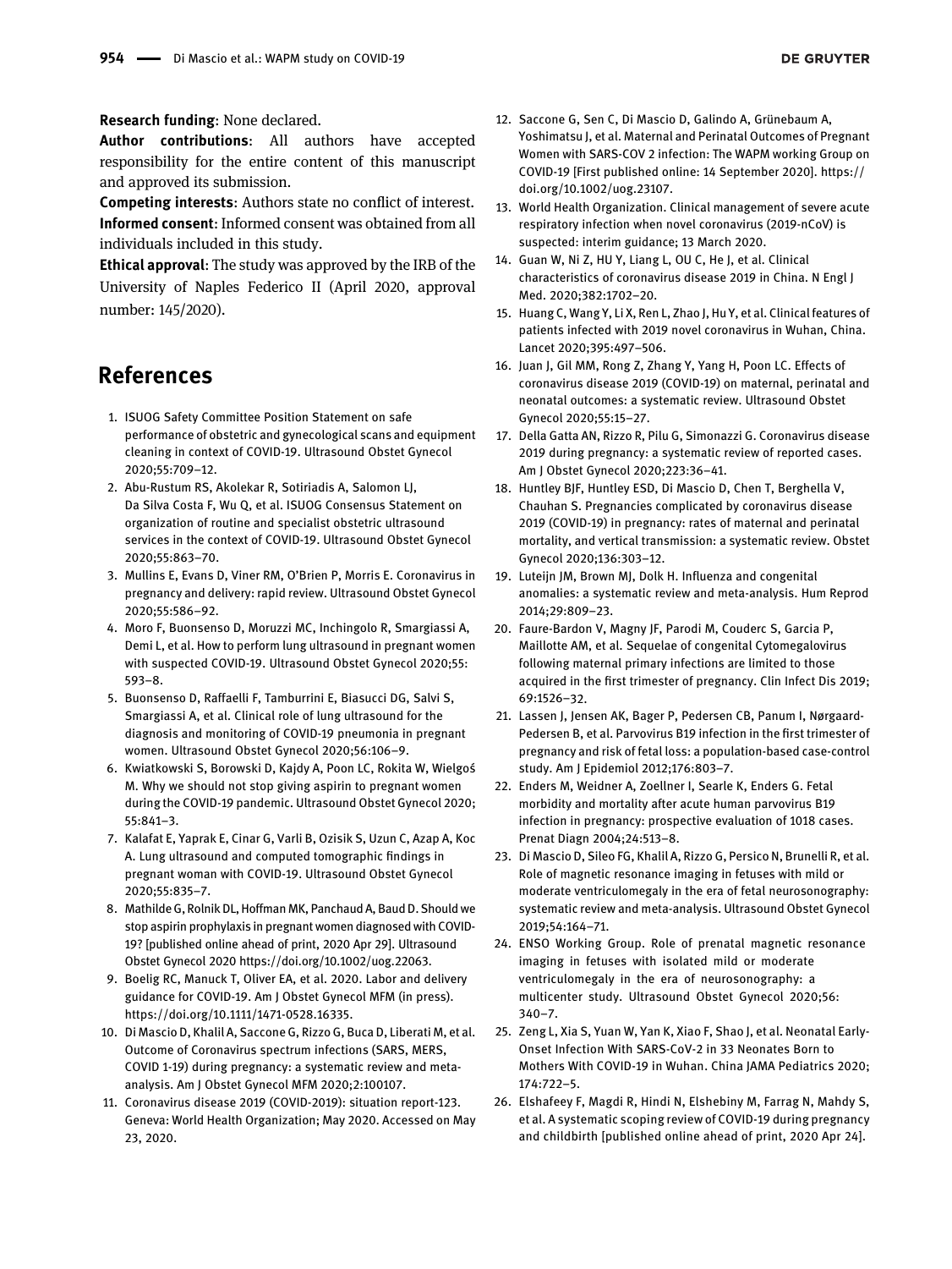**Research funding**: None declared.

**Author contributions**: All authors have accepted responsibility for the entire content of this manuscript and approved its submission.

**Competing interests**: Authors state no conflict of interest.

**Informed consent**: Informed consent was obtained from all individuals included in this study.

**Ethical approval**: The study was approved by the IRB of the University of Naples Federico II (April 2020, approval number: 145/2020).

## References

1. ISUOG Safety Committee Position Statement on safe performance of obstetric and gynecological scans and equipment cleaning in context of COVID-19. Ultrasound Obstet Gynecol 2020;55:709–12.
2. Abu-Rustum RS, Akolekar R, Sotiriadis A, Salomon LJ, Da Silva Costa F, Wu Q, et al. ISUOG Consensus Statement on organization of routine and specialist obstetric ultrasound services in the context of COVID-19. Ultrasound Obstet Gynecol 2020;55:863–70.
3. Mullins E, Evans D, Viner RM, O'Brien P, Morris E. Coronavirus in pregnancy and delivery: rapid review. Ultrasound Obstet Gynecol 2020;55:586–92.
4. Moro F, Buonsenso D, Moruzzi MC, Inchingolo R, Smargiassi A, Demi L, et al. How to perform lung ultrasound in pregnant women with suspected COVID-19. Ultrasound Obstet Gynecol 2020;55: 593–8.
5. Buonsenso D, Raffaelli F, Tamburrini E, Biasucci DG, Salvi S, Smargiassi A, et al. Clinical role of lung ultrasound for the diagnosis and monitoring of COVID-19 pneumonia in pregnant women. Ultrasound Obstet Gynecol 2020;56:106–9.
6. Kwiatkowski S, Borowski D, Kajdy A, Poon LC, Rokita W, Wielgoś M. Why we should not stop giving aspirin to pregnant women during the COVID-19 pandemic. Ultrasound Obstet Gynecol 2020; 55:841–3.
7. Kalafat E, Yaprak E, Cinar G, Varli B, Ozisik S, Uzun C, Azap A, Koc A. Lung ultrasound and computed tomographic findings in pregnant woman with COVID-19. Ultrasound Obstet Gynecol 2020;55:835–7.
8. Mathilde G, Rolnik DL, Hoffman MK, Panchaud A, Baud D. Should we stop aspirin prophylaxis in pregnant women diagnosed with COVID-19? [published online ahead of print, 2020 Apr 29]. Ultrasound Obstet Gynecol 2020 https://doi.org/10.1002/uog.22063.
9. Boelig RC, Manuck T, Oliver EA, et al. 2020. Labor and delivery guidance for COVID-19. Am J Obstet Gynecol MFM (in press). https://doi.org/10.1111/1471-0528.16335.
10. Di Mascio D, Khalil A, Saccone G, Rizzo G, Buca D, Liberati M, et al. Outcome of Coronavirus spectrum infections (SARS, MERS, COVID 1-19) during pregnancy: a systematic review and meta-analysis. Am J Obstet Gynecol MFM 2020;2:100107.
11. Coronavirus disease 2019 (COVID-2019): situation report-123. Geneva: World Health Organization; May 2020. Accessed on May 23, 2020.
12. Saccone G, Sen C, Di Mascio D, Galindo A, Grünebaum A, Yoshimatsu J, et al. Maternal and Perinatal Outcomes of Pregnant Women with SARS-COV 2 infection: The WAPM working Group on COVID-19 [First published online: 14 September 2020]. https://doi.org/10.1002/uog.23107.
13. World Health Organization. Clinical management of severe acute respiratory infection when novel coronavirus (2019-nCoV) is suspected: interim guidance; 13 March 2020.
14. Guan W, Ni Z, HU Y, Liang L, OU C, He J, et al. Clinical characteristics of coronavirus disease 2019 in China. N Engl J Med. 2020;382:1702–20.
15. Huang C, Wang Y, Li X, Ren L, Zhao J, Hu Y, et al. Clinical features of patients infected with 2019 novel coronavirus in Wuhan, China. Lancet 2020;395:497–506.
16. Juan J, Gil MM, Rong Z, Zhang Y, Yang H, Poon LC. Effects of coronavirus disease 2019 (COVID-19) on maternal, perinatal and neonatal outcomes: a systematic review. Ultrasound Obstet Gynecol 2020;55:15–27.
17. Della Gatta AN, Rizzo R, Pilu G, Simonazzi G. Coronavirus disease 2019 during pregnancy: a systematic review of reported cases. Am J Obstet Gynecol 2020;223:36–41.
18. Huntley BJF, Huntley ESD, Di Mascio D, Chen T, Berghella V, Chauhan S. Pregnancies complicated by coronavirus disease 2019 (COVID-19) in pregnancy: rates of maternal and perinatal mortality, and vertical transmission: a systematic review. Obstet Gynecol 2020;136:303–12.
19. Luteijn JM, Brown MJ, Dolk H. Influenza and congenital anomalies: a systematic review and meta-analysis. Hum Reprod 2014;29:809–23.
20. Faure-Bardon V, Magny JF, Parodi M, Couderc S, Garcia P, Maillotte AM, et al. Sequelae of congenital Cytomegalovirus following maternal primary infections are limited to those acquired in the first trimester of pregnancy. Clin Infect Dis 2019; 69:1526–32.
21. Lassen J, Jensen AK, Bager P, Pedersen CB, Panum I, Nørgaard-Pedersen B, et al. Parvovirus B19 infection in the first trimester of pregnancy and risk of fetal loss: a population-based case-control study. Am J Epidemiol 2012;176:803–7.
22. Enders M, Weidner A, Zoellner I, Searle K, Enders G. Fetal morbidity and mortality after acute human parvovirus B19 infection in pregnancy: prospective evaluation of 1018 cases. Prenat Diagn 2004;24:513–8.
23. Di Mascio D, Sileo FG, Khalil A, Rizzo G, Persico N, Brunelli R, et al. Role of magnetic resonance imaging in fetuses with mild or moderate ventriculomegaly in the era of fetal neurosonography: systematic review and meta-analysis. Ultrasound Obstet Gynecol 2019;54:164–71.
24. ENSO Working Group. Role of prenatal magnetic resonance imaging in fetuses with isolated mild or moderate ventriculomegaly in the era of neurosonography: a multicenter study. Ultrasound Obstet Gynecol 2020;56: 340–7.
25. Zeng L, Xia S, Yuan W, Yan K, Xiao F, Shao J, et al. Neonatal Early-Onset Infection With SARS-CoV-2 in 33 Neonates Born to Mothers With COVID-19 in Wuhan. China JAMA Pediatrics 2020; 174:722–5.
26. Elshafeey F, Magdi R, Hindi N, Elshebiny M, Farrag N, Mahdy S, et al. A systematic scoping review of COVID-19 during pregnancy and childbirth [published online ahead of print, 2020 Apr 24].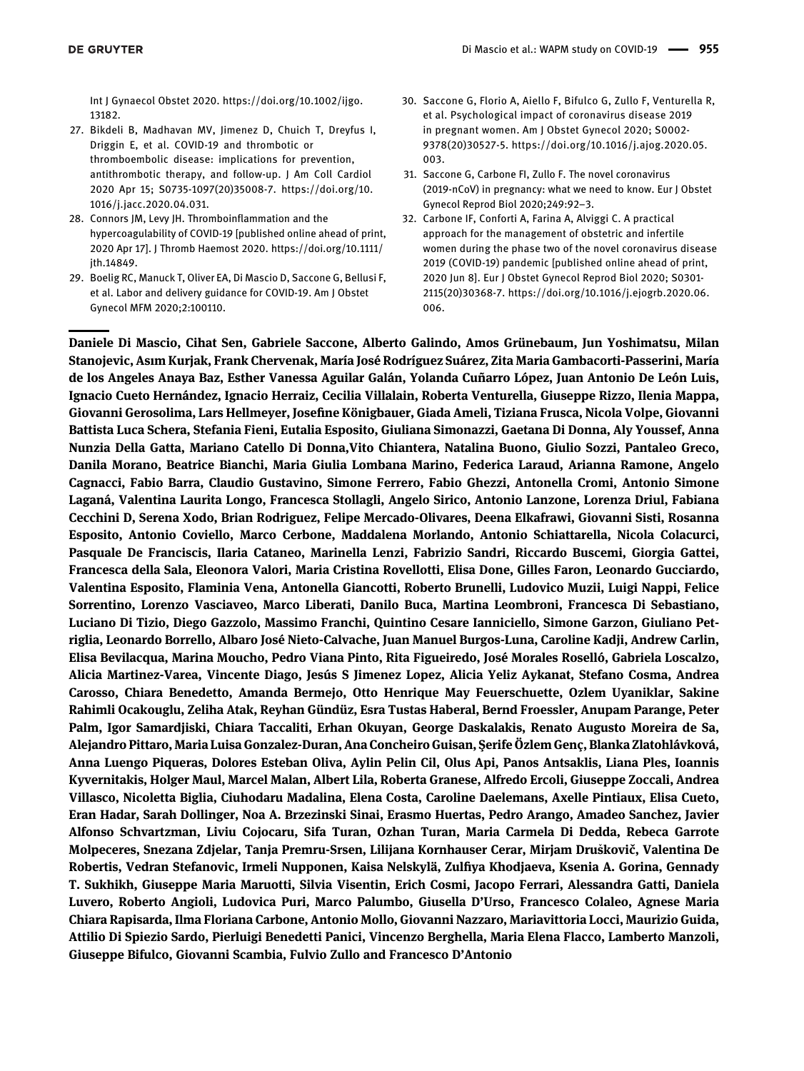Int J Gynaecol Obstet 2020. https://doi.org/10.1002/ijgo.13182.

27. Bikdeli B, Madhavan MV, Jimenez D, Chuich T, Dreyfus I, Driggin E, et al. COVID-19 and thrombotic or thromboembolic disease: implications for prevention, antithrombotic therapy, and follow-up. J Am Coll Cardiol 2020 Apr 15; S0735-1097(20)35008-7. https://doi.org/10.1016/j.jacc.2020.04.031.
28. Connors JM, Levy JH. Thromboinflammation and the hypercoagulability of COVID-19 [published online ahead of print, 2020 Apr 17]. J Thromb Haemost 2020. https://doi.org/10.1111/jth.14849.
29. Boelig RC, Manuck T, Oliver EA, Di Mascio D, Saccone G, Bellusi F, et al. Labor and delivery guidance for COVID-19. Am J Obstet Gynecol MFM 2020;2:100110.
30. Saccone G, Florio A, Aiello F, Bifulco G, Zullo F, Venturella R, et al. Psychological impact of coronavirus disease 2019 in pregnant women. Am J Obstet Gynecol 2020; S0002-9378(20)30527-5. https://doi.org/10.1016/j.ajog.2020.05.003.
31. Saccone G, Carbone FI, Zullo F. The novel coronavirus (2019-nCoV) in pregnancy: what we need to know. Eur J Obstet Gynecol Reprod Biol 2020;249:92–3.
32. Carbone IF, Conforti A, Farina A, Alviggi C. A practical approach for the management of obstetric and infertile women during the phase two of the novel coronavirus disease 2019 (COVID-19) pandemic [published online ahead of print, 2020 Jun 8]. Eur J Obstet Gynecol Reprod Biol 2020; S0301-2115(20)30368-7. https://doi.org/10.1016/j.ejogrb.2020.06.006.

**Daniele Di Mascio, Cihat Sen, Gabriele Saccone, Alberto Galindo, Amos Grünebaum, Jun Yoshimatsu, Milan Stanojevic, Asım Kurjak, Frank Chervenak, María José Rodríguez Suárez, Zita Maria Gambacorti-Passerini, María de los Angeles Anaya Baz, Esther Vanessa Aguilar Galán, Yolanda Cuñarro López, Juan Antonio De León Luis, Ignacio Cueto Hernández, Ignacio Herraiz, Cecilia Villalain, Roberta Venturella, Giuseppe Rizzo, Ilenia Mappa, Giovanni Gerosolima, Lars Hellmeyer, Josefine Königbauer, Giada Ameli, Tiziana Frusca, Nicola Volpe, Giovanni Battista Luca Schera, Stefania Fieni, Eutalia Esposito, Giuliana Simonazzi, Gaetana Di Donna, Aly Youssef, Anna Nunzia Della Gatta, Mariano Catello Di Donna,Vito Chiantera, Natalina Buono, Giulio Sozzi, Pantaleo Greco, Danila Morano, Beatrice Bianchi, Maria Giulia Lombana Marino, Federica Laraud, Arianna Ramone, Angelo Cagnacci, Fabio Barra, Claudio Gustavino, Simone Ferrero, Fabio Ghezzi, Antonella Cromi, Antonio Simone Laganá, Valentina Laurita Longo, Francesca Stollagli, Angelo Sirico, Antonio Lanzone, Lorenza Driul, Fabiana Cecchini D, Serena Xodo, Brian Rodriguez, Felipe Mercado-Olivares, Deena Elkafrawi, Giovanni Sisti, Rosanna Esposito, Antonio Coviello, Marco Cerbone, Maddalena Morlando, Antonio Schiattarella, Nicola Colacurci, Pasquale De Franciscis, Ilaria Cataneo, Marinella Lenzi, Fabrizio Sandri, Riccardo Buscemi, Giorgia Gattei, Francesca della Sala, Eleonora Valori, Maria Cristina Rovellotti, Elisa Done, Gilles Faron, Leonardo Gucciardo, Valentina Esposito, Flaminia Vena, Antonella Giancotti, Roberto Brunelli, Ludovico Muzii, Luigi Nappi, Felice Sorrentino, Lorenzo Vasciaveo, Marco Liberati, Danilo Buca, Martina Leombroni, Francesca Di Sebastiano, Luciano Di Tizio, Diego Gazzolo, Massimo Franchi, Quintino Cesare Ianniciello, Simone Garzon, Giuliano Petriglia, Leonardo Borrello, Albaro José Nieto-Calvache, Juan Manuel Burgos-Luna, Caroline Kadji, Andrew Carlin, Elisa Bevilacqua, Marina Moucho, Pedro Viana Pinto, Rita Figueiredo, José Morales Roselló, Gabriela Loscalzo, Alicia Martinez-Varea, Vincente Diago, Jesús S Jimenez Lopez, Alicia Yeliz Aykanat, Stefano Cosma, Andrea Carosso, Chiara Benedetto, Amanda Bermejo, Otto Henrique May Feuerschuette, Ozlem Uyaniklar, Sakine Rahimli Ocakouglu, Zeliha Atak, Reyhan Gündüz, Esra Tustas Haberal, Bernd Froessler, Anupam Parange, Peter Palm, Igor Samardjiski, Chiara Taccaliti, Erhan Okuyan, George Daskalakis, Renato Augusto Moreira de Sa, Alejandro Pittaro, Maria Luisa Gonzalez-Duran, Ana Concheiro Guisan, Şerife Özlem Genç, Blanka Zlatohlávková, Anna Luengo Piqueras, Dolores Esteban Oliva, Aylin Pelin Cil, Olus Api, Panos Antsaklis, Liana Ples, Ioannis Kyvernitakis, Holger Maul, Marcel Malan, Albert Lila, Roberta Granese, Alfredo Ercoli, Giuseppe Zoccali, Andrea Villasco, Nicoletta Biglia, Ciuhodaru Madalina, Elena Costa, Caroline Daelemans, Axelle Pintiaux, Elisa Cueto, Eran Hadar, Sarah Dollinger, Noa A. Brzezinski Sinai, Erasmo Huertas, Pedro Arango, Amadeo Sanchez, Javier Alfonso Schvartzman, Liviu Cojocaru, Sifa Turan, Ozhan Turan, Maria Carmela Di Dedda, Rebeca Garrote Molpeceres, Snezana Zdjelar, Tanja Premru-Srsen, Lilijana Kornhauser Cerar, Mirjam Druškovič, Valentina De Robertis, Vedran Stefanovic, Irmeli Nupponen, Kaisa Nelskylä, Zulfiya Khodjaeva, Ksenia A. Gorina, Gennady T. Sukhikh, Giuseppe Maria Maruotti, Silvia Visentin, Erich Cosmi, Jacopo Ferrari, Alessandra Gatti, Daniela Luvero, Roberto Angioli, Ludovica Puri, Marco Palumbo, Giusella D'Urso, Francesco Colaleo, Agnese Maria Chiara Rapisarda, Ilma Floriana Carbone, Antonio Mollo, Giovanni Nazzaro, Mariavittoria Locci, Maurizio Guida, Attilio Di Spiezio Sardo, Pierluigi Benedetti Panici, Vincenzo Berghella, Maria Elena Flacco, Lamberto Manzoli, Giuseppe Bifulco, Giovanni Scambia, Fulvio Zullo and Francesco D'Antonio**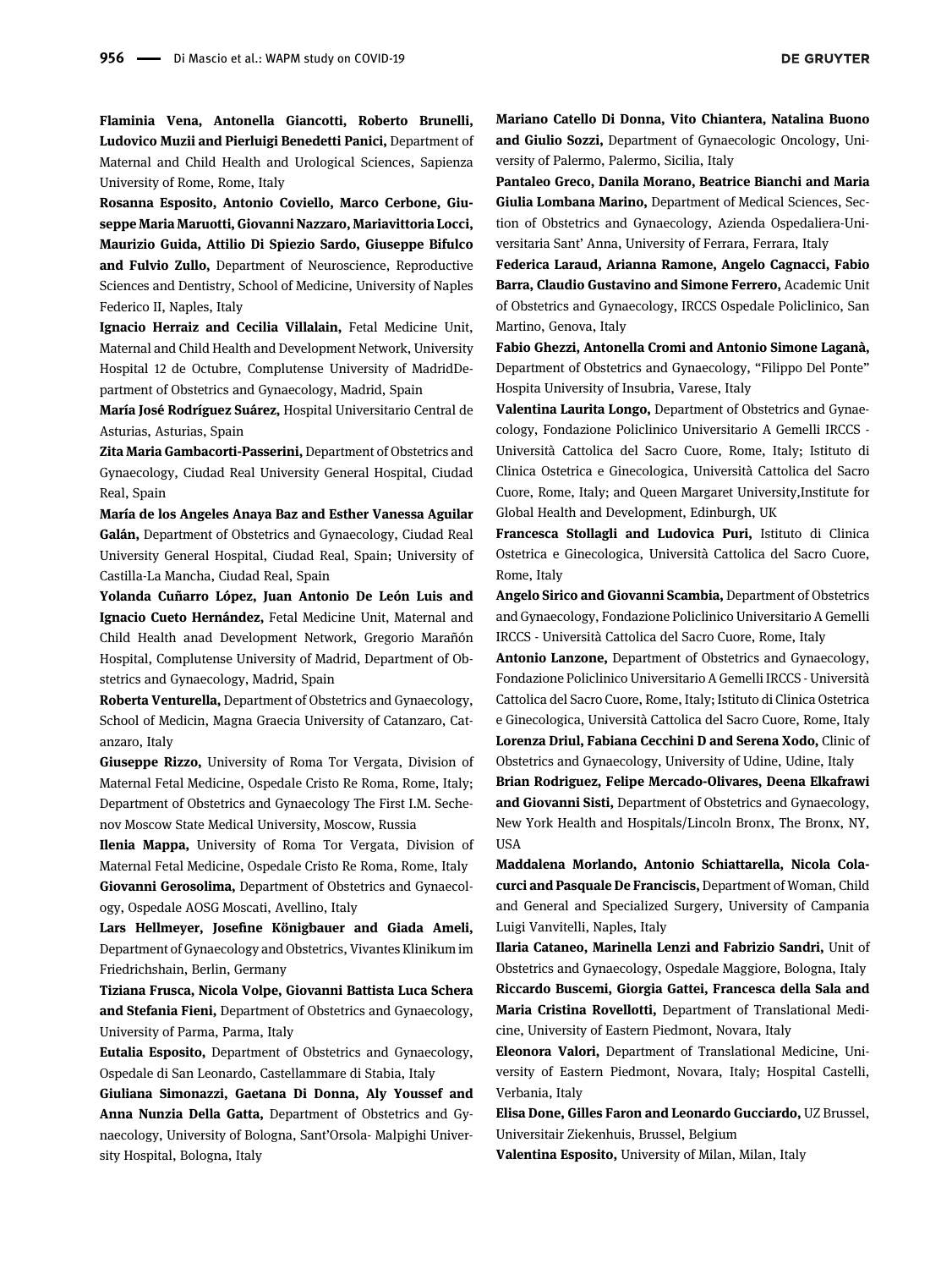**Flaminia Vena, Antonella Giancotti, Roberto Brunelli, Ludovico Muzii and Pierluigi Benedetti Panici,** Department of Maternal and Child Health and Urological Sciences, Sapienza University of Rome, Rome, Italy

**Rosanna Esposito, Antonio Coviello, Marco Cerbone, Giuseppe Maria Maruotti, Giovanni Nazzaro, Mariavittoria Locci, Maurizio Guida, Attilio Di Spiezio Sardo, Giuseppe Bifulco and Fulvio Zullo,** Department of Neuroscience, Reproductive Sciences and Dentistry, School of Medicine, University of Naples Federico II, Naples, Italy

**Ignacio Herraiz and Cecilia Villalain,** Fetal Medicine Unit, Maternal and Child Health and Development Network, University Hospital 12 de Octubre, Complutense University of MadridDepartment of Obstetrics and Gynaecology, Madrid, Spain

**María José Rodríguez Suárez,** Hospital Universitario Central de Asturias, Asturias, Spain

**Zita Maria Gambacorti-Passerini,** Department of Obstetrics and Gynaecology, Ciudad Real University General Hospital, Ciudad Real, Spain

**María de los Angeles Anaya Baz and Esther Vanessa Aguilar Galán,** Department of Obstetrics and Gynaecology, Ciudad Real University General Hospital, Ciudad Real, Spain; University of Castilla-La Mancha, Ciudad Real, Spain

**Yolanda Cuñarro López, Juan Antonio De León Luis and Ignacio Cueto Hernández,** Fetal Medicine Unit, Maternal and Child Health anad Development Network, Gregorio Marañón Hospital, Complutense University of Madrid, Department of Obstetrics and Gynaecology, Madrid, Spain

**Roberta Venturella,** Department of Obstetrics and Gynaecology, School of Medicin, Magna Graecia University of Catanzaro, Catanzaro, Italy

**Giuseppe Rizzo,** University of Roma Tor Vergata, Division of Maternal Fetal Medicine, Ospedale Cristo Re Roma, Rome, Italy; Department of Obstetrics and Gynaecology The First I.M. Sechenov Moscow State Medical University, Moscow, Russia

**Ilenia Mappa,** University of Roma Tor Vergata, Division of Maternal Fetal Medicine, Ospedale Cristo Re Roma, Rome, Italy

**Giovanni Gerosolima,** Department of Obstetrics and Gynaecology, Ospedale AOSG Moscati, Avellino, Italy

**Lars Hellmeyer, Josefine Königbauer and Giada Ameli,** Department of Gynaecology and Obstetrics, Vivantes Klinikum im Friedrichshain, Berlin, Germany

**Tiziana Frusca, Nicola Volpe, Giovanni Battista Luca Schera and Stefania Fieni,** Department of Obstetrics and Gynaecology, University of Parma, Parma, Italy

**Eutalia Esposito,** Department of Obstetrics and Gynaecology, Ospedale di San Leonardo, Castellammare di Stabia, Italy

**Giuliana Simonazzi, Gaetana Di Donna, Aly Youssef and Anna Nunzia Della Gatta,** Department of Obstetrics and Gynaecology, University of Bologna, Sant'Orsola- Malpighi University Hospital, Bologna, Italy

**Mariano Catello Di Donna, Vito Chiantera, Natalina Buono and Giulio Sozzi,** Department of Gynaecologic Oncology, University of Palermo, Palermo, Sicilia, Italy

**Pantaleo Greco, Danila Morano, Beatrice Bianchi and Maria Giulia Lombana Marino,** Department of Medical Sciences, Section of Obstetrics and Gynaecology, Azienda Ospedaliera-Universitaria Sant' Anna, University of Ferrara, Ferrara, Italy

**Federica Laraud, Arianna Ramone, Angelo Cagnacci, Fabio Barra, Claudio Gustavino and Simone Ferrero,** Academic Unit of Obstetrics and Gynaecology, IRCCS Ospedale Policlinico, San Martino, Genova, Italy

**Fabio Ghezzi, Antonella Cromi and Antonio Simone Laganà,** Department of Obstetrics and Gynaecology, "Filippo Del Ponte" Hospita University of Insubria, Varese, Italy

**Valentina Laurita Longo,** Department of Obstetrics and Gynaecology, Fondazione Policlinico Universitario A Gemelli IRCCS - Università Cattolica del Sacro Cuore, Rome, Italy; Istituto di Clinica Ostetrica e Ginecologica, Università Cattolica del Sacro Cuore, Rome, Italy; and Queen Margaret University,Institute for Global Health and Development, Edinburgh, UK

**Francesca Stollagli and Ludovica Puri,** Istituto di Clinica Ostetrica e Ginecologica, Università Cattolica del Sacro Cuore, Rome, Italy

**Angelo Sirico and Giovanni Scambia,** Department of Obstetrics and Gynaecology, Fondazione Policlinico Universitario A Gemelli IRCCS - Università Cattolica del Sacro Cuore, Rome, Italy

**Antonio Lanzone,** Department of Obstetrics and Gynaecology, Fondazione Policlinico Universitario A Gemelli IRCCS - Università Cattolica del Sacro Cuore, Rome, Italy; Istituto di Clinica Ostetrica e Ginecologica, Università Cattolica del Sacro Cuore, Rome, Italy

**Lorenza Driul, Fabiana Cecchini D and Serena Xodo,** Clinic of Obstetrics and Gynaecology, University of Udine, Udine, Italy

**Brian Rodriguez, Felipe Mercado-Olivares, Deena Elkafrawi and Giovanni Sisti,** Department of Obstetrics and Gynaecology, New York Health and Hospitals/Lincoln Bronx, The Bronx, NY, USA

**Maddalena Morlando, Antonio Schiattarella, Nicola Colacurci and Pasquale De Franciscis,** Department of Woman, Child and General and Specialized Surgery, University of Campania Luigi Vanvitelli, Naples, Italy

**Ilaria Cataneo, Marinella Lenzi and Fabrizio Sandri,** Unit of Obstetrics and Gynaecology, Ospedale Maggiore, Bologna, Italy

**Riccardo Buscemi, Giorgia Gattei, Francesca della Sala and Maria Cristina Rovellotti,** Department of Translational Medicine, University of Eastern Piedmont, Novara, Italy

**Eleonora Valori,** Department of Translational Medicine, University of Eastern Piedmont, Novara, Italy; Hospital Castelli, Verbania, Italy

**Elisa Done, Gilles Faron and Leonardo Gucciardo,** UZ Brussel, Universitair Ziekenhuis, Brussel, Belgium

**Valentina Esposito,** University of Milan, Milan, Italy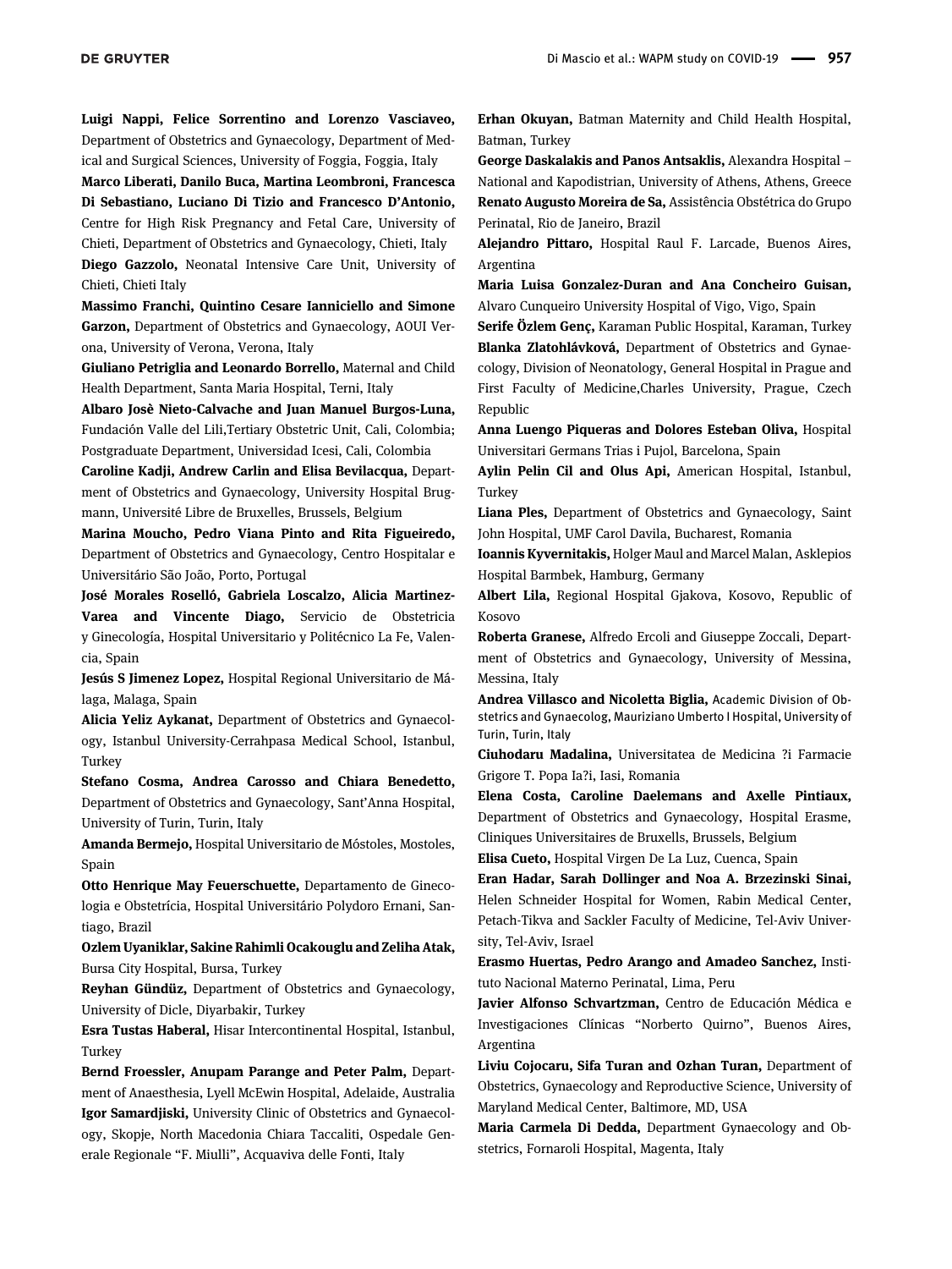**Luigi Nappi, Felice Sorrentino and Lorenzo Vasciaveo,** Department of Obstetrics and Gynaecology, Department of Medical and Surgical Sciences, University of Foggia, Foggia, Italy

**Marco Liberati, Danilo Buca, Martina Leombroni, Francesca Di Sebastiano, Luciano Di Tizio and Francesco D'Antonio,** Centre for High Risk Pregnancy and Fetal Care, University of Chieti, Department of Obstetrics and Gynaecology, Chieti, Italy

**Diego Gazzolo,** Neonatal Intensive Care Unit, University of Chieti, Chieti Italy

**Massimo Franchi, Quintino Cesare Ianniciello and Simone Garzon,** Department of Obstetrics and Gynaecology, AOUI Verona, University of Verona, Verona, Italy

**Giuliano Petriglia and Leonardo Borrello,** Maternal and Child Health Department, Santa Maria Hospital, Terni, Italy

**Albaro Josè Nieto-Calvache and Juan Manuel Burgos-Luna,** Fundación Valle del Lili,Tertiary Obstetric Unit, Cali, Colombia; Postgraduate Department, Universidad Icesi, Cali, Colombia

**Caroline Kadji, Andrew Carlin and Elisa Bevilacqua,** Department of Obstetrics and Gynaecology, University Hospital Brugmann, Université Libre de Bruxelles, Brussels, Belgium

**Marina Moucho, Pedro Viana Pinto and Rita Figueiredo,** Department of Obstetrics and Gynaecology, Centro Hospitalar e Universitário São João, Porto, Portugal

**José Morales Roselló, Gabriela Loscalzo, Alicia Martinez-Varea and Vincente Diago,** Servicio de Obstetricia y Ginecología, Hospital Universitario y Politécnico La Fe, Valencia, Spain

**Jesús S Jimenez Lopez,** Hospital Regional Universitario de Málaga, Malaga, Spain

**Alicia Yeliz Aykanat,** Department of Obstetrics and Gynaecology, Istanbul University-Cerrahpasa Medical School, Istanbul, Turkey

**Stefano Cosma, Andrea Carosso and Chiara Benedetto,** Department of Obstetrics and Gynaecology, Sant'Anna Hospital, University of Turin, Turin, Italy

**Amanda Bermejo,** Hospital Universitario de Móstoles, Mostoles, Spain

**Otto Henrique May Feuerschuette,** Departamento de Ginecologia e Obstetrícia, Hospital Universitário Polydoro Ernani, Santiago, Brazil

**Ozlem Uyaniklar, Sakine Rahimli Ocakouglu and Zeliha Atak,** Bursa City Hospital, Bursa, Turkey

**Reyhan Gündüz,** Department of Obstetrics and Gynaecology, University of Dicle, Diyarbakir, Turkey

**Esra Tustas Haberal,** Hisar Intercontinental Hospital, Istanbul, Turkey

**Bernd Froessler, Anupam Parange and Peter Palm,** Department of Anaesthesia, Lyell McEwin Hospital, Adelaide, Australia

**Igor Samardjiski,** University Clinic of Obstetrics and Gynaecology, Skopje, North Macedonia Chiara Taccaliti, Ospedale Generale Regionale "F. Miulli", Acquaviva delle Fonti, Italy

**Erhan Okuyan,** Batman Maternity and Child Health Hospital, Batman, Turkey

**George Daskalakis and Panos Antsaklis,** Alexandra Hospital – National and Kapodistrian, University of Athens, Athens, Greece

**Renato Augusto Moreira de Sa,** Assistência Obstétrica do Grupo Perinatal, Rio de Janeiro, Brazil

**Alejandro Pittaro,** Hospital Raul F. Larcade, Buenos Aires, Argentina

**Maria Luisa Gonzalez-Duran and Ana Concheiro Guisan,** Alvaro Cunqueiro University Hospital of Vigo, Vigo, Spain

**Serife Özlem Genç,** Karaman Public Hospital, Karaman, Turkey

**Blanka Zlatohlávková,** Department of Obstetrics and Gynaecology, Division of Neonatology, General Hospital in Prague and First Faculty of Medicine,Charles University, Prague, Czech Republic

**Anna Luengo Piqueras and Dolores Esteban Oliva,** Hospital Universitari Germans Trias i Pujol, Barcelona, Spain

**Aylin Pelin Cil and Olus Api,** American Hospital, Istanbul, Turkey

**Liana Ples,** Department of Obstetrics and Gynaecology, Saint John Hospital, UMF Carol Davila, Bucharest, Romania

**Ioannis Kyvernitakis,** Holger Maul and Marcel Malan, Asklepios Hospital Barmbek, Hamburg, Germany

**Albert Lila,** Regional Hospital Gjakova, Kosovo, Republic of Kosovo

**Roberta Granese,** Alfredo Ercoli and Giuseppe Zoccali, Department of Obstetrics and Gynaecology, University of Messina, Messina, Italy

**Andrea Villasco and Nicoletta Biglia,** Academic Division of Obstetrics and Gynaecolog, Mauriziano Umberto I Hospital, University of Turin, Turin, Italy

**Ciuhodaru Madalina,** Universitatea de Medicina ?i Farmacie Grigore T. Popa Ia?i, Iasi, Romania

**Elena Costa, Caroline Daelemans and Axelle Pintiaux,** Department of Obstetrics and Gynaecology, Hospital Erasme, Cliniques Universitaires de Bruxells, Brussels, Belgium

**Elisa Cueto,** Hospital Virgen De La Luz, Cuenca, Spain

**Eran Hadar, Sarah Dollinger and Noa A. Brzezinski Sinai,** Helen Schneider Hospital for Women, Rabin Medical Center, Petach-Tikva and Sackler Faculty of Medicine, Tel-Aviv University, Tel-Aviv, Israel

**Erasmo Huertas, Pedro Arango and Amadeo Sanchez,** Instituto Nacional Materno Perinatal, Lima, Peru

**Javier Alfonso Schvartzman,** Centro de Educación Médica e Investigaciones Clínicas "Norberto Quirno", Buenos Aires, Argentina

**Liviu Cojocaru, Sifa Turan and Ozhan Turan,** Department of Obstetrics, Gynaecology and Reproductive Science, University of Maryland Medical Center, Baltimore, MD, USA

**Maria Carmela Di Dedda,** Department Gynaecology and Obstetrics, Fornaroli Hospital, Magenta, Italy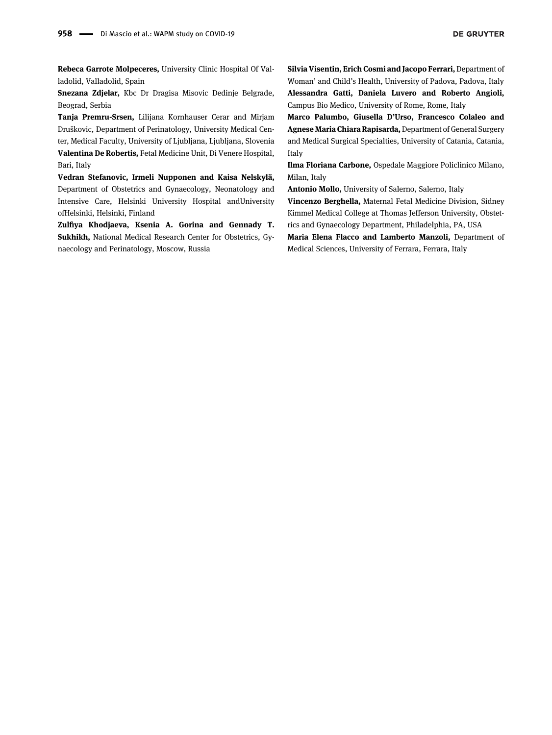**Rebeca Garrote Molpeceres,** University Clinic Hospital Of Valladolid, Valladolid, Spain

**Snezana Zdjelar,** Kbc Dr Dragisa Misovic Dedinje Belgrade, Beograd, Serbia

**Tanja Premru-Srsen,** Lilijana Kornhauser Cerar and Mirjam Druškovic, Department of Perinatology, University Medical Center, Medical Faculty, University of Ljubljana, Ljubljana, Slovenia

**Valentina De Robertis,** Fetal Medicine Unit, Di Venere Hospital, Bari, Italy

**Vedran Stefanovic, Irmeli Nupponen and Kaisa Nelskylä,** Department of Obstetrics and Gynaecology, Neonatology and Intensive Care, Helsinki University Hospital andUniversity ofHelsinki, Helsinki, Finland

**Zulfiya Khodjaeva, Ksenia A. Gorina and Gennady T. Sukhikh,** National Medical Research Center for Obstetrics, Gynaecology and Perinatology, Moscow, Russia

**Silvia Visentin, Erich Cosmi and Jacopo Ferrari,** Department of Woman' and Child's Health, University of Padova, Padova, Italy

**Alessandra Gatti, Daniela Luvero and Roberto Angioli,** Campus Bio Medico, University of Rome, Rome, Italy

**Marco Palumbo, Giusella D'Urso, Francesco Colaleo and Agnese Maria Chiara Rapisarda,** Department of General Surgery and Medical Surgical Specialties, University of Catania, Catania, Italy

**Ilma Floriana Carbone,** Ospedale Maggiore Policlinico Milano, Milan, Italy

**Antonio Mollo,** University of Salerno, Salerno, Italy

**Vincenzo Berghella,** Maternal Fetal Medicine Division, Sidney Kimmel Medical College at Thomas Jefferson University, Obstetrics and Gynaecology Department, Philadelphia, PA, USA

**Maria Elena Flacco and Lamberto Manzoli,** Department of Medical Sciences, University of Ferrara, Ferrara, Italy